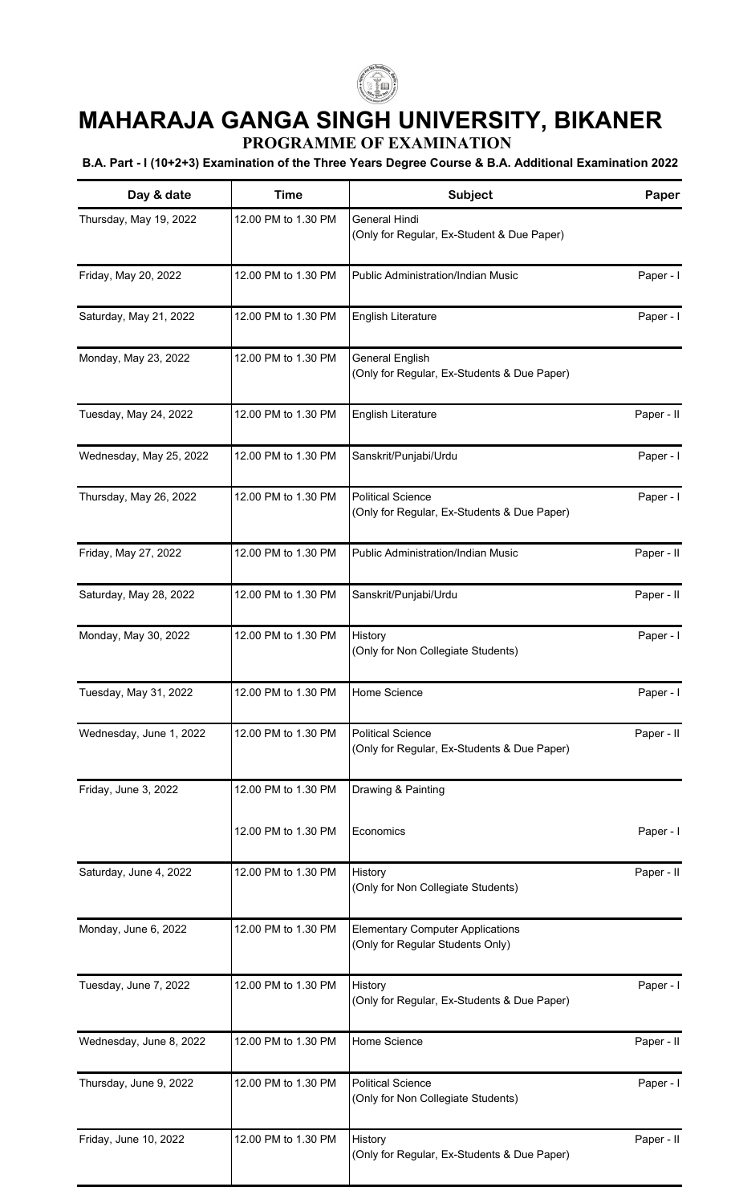# MAHARAJA GANGA SINGH UNIVERSITY, BIKANER

## PROGRAMME OF EXAMINATION

**B.A. Part - I (10+2+3) Examination of the Three Years Degree Course & B.A. Additional Examination 2022**

| Day & date | Time | Subject | Paper |
|---|---|---|---|
| Thursday, May 19, 2022 | 12.00 PM to 1.30 PM | General Hindi (Only for Regular, Ex-Student & Due Paper) | |
| Friday, May 20, 2022 | 12.00 PM to 1.30 PM | Public Administration/Indian Music | Paper - I |
| Saturday, May 21, 2022 | 12.00 PM to 1.30 PM | English Literature | Paper - I |
| Monday, May 23, 2022 | 12.00 PM to 1.30 PM | General English (Only for Regular, Ex-Students & Due Paper) | |
| Tuesday, May 24, 2022 | 12.00 PM to 1.30 PM | English Literature | Paper - II |
| Wednesday, May 25, 2022 | 12.00 PM to 1.30 PM | Sanskrit/Punjabi/Urdu | Paper - I |
| Thursday, May 26, 2022 | 12.00 PM to 1.30 PM | Political Science (Only for Regular, Ex-Students & Due Paper) | Paper - I |
| Friday, May 27, 2022 | 12.00 PM to 1.30 PM | Public Administration/Indian Music | Paper - II |
| Saturday, May 28, 2022 | 12.00 PM to 1.30 PM | Sanskrit/Punjabi/Urdu | Paper - II |
| Monday, May 30, 2022 | 12.00 PM to 1.30 PM | History (Only for Non Collegiate Students) | Paper - I |
| Tuesday, May 31, 2022 | 12.00 PM to 1.30 PM | Home Science | Paper - I |
| Wednesday, June 1, 2022 | 12.00 PM to 1.30 PM | Political Science (Only for Regular, Ex-Students & Due Paper) | Paper - II |
| Friday, June 3, 2022 | 12.00 PM to 1.30 PM | Drawing & Painting | |
| | 12.00 PM to 1.30 PM | Economics | Paper - I |
| Saturday, June 4, 2022 | 12.00 PM to 1.30 PM | History (Only for Non Collegiate Students) | Paper - II |
| Monday, June 6, 2022 | 12.00 PM to 1.30 PM | Elementary Computer Applications (Only for Regular Students Only) | |
| Tuesday, June 7, 2022 | 12.00 PM to 1.30 PM | History (Only for Regular, Ex-Students & Due Paper) | Paper - I |
| Wednesday, June 8, 2022 | 12.00 PM to 1.30 PM | Home Science | Paper - II |
| Thursday, June 9, 2022 | 12.00 PM to 1.30 PM | Political Science (Only for Non Collegiate Students) | Paper - I |
| Friday, June 10, 2022 | 12.00 PM to 1.30 PM | History (Only for Regular, Ex-Students & Due Paper) | Paper - II |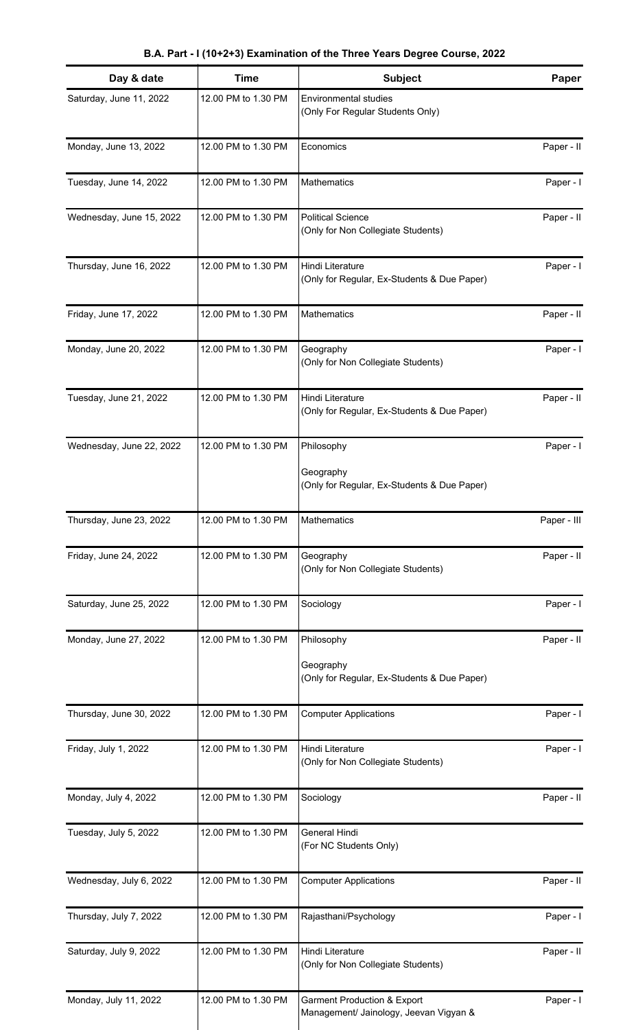**B.A. Part - I (10+2+3) Examination of the Three Years Degree Course, 2022**

| Day & date | Time | Subject | Paper |
|---|---|---|---|
| Saturday, June 11, 2022 | 12.00 PM to 1.30 PM | Environmental studies<br>(Only For Regular Students Only) | |
| Monday, June 13, 2022 | 12.00 PM to 1.30 PM | Economics | Paper - II |
| Tuesday, June 14, 2022 | 12.00 PM to 1.30 PM | Mathematics | Paper - I |
| Wednesday, June 15, 2022 | 12.00 PM to 1.30 PM | Political Science<br>(Only for Non Collegiate Students) | Paper - II |
| Thursday, June 16, 2022 | 12.00 PM to 1.30 PM | Hindi Literature<br>(Only for Regular, Ex-Students & Due Paper) | Paper - I |
| Friday, June 17, 2022 | 12.00 PM to 1.30 PM | Mathematics | Paper - II |
| Monday, June 20, 2022 | 12.00 PM to 1.30 PM | Geography<br>(Only for Non Collegiate Students) | Paper - I |
| Tuesday, June 21, 2022 | 12.00 PM to 1.30 PM | Hindi Literature<br>(Only for Regular, Ex-Students & Due Paper) | Paper - II |
| Wednesday, June 22, 2022 | 12.00 PM to 1.30 PM | Philosophy<br><br>Geography<br>(Only for Regular, Ex-Students & Due Paper) | Paper - I |
| Thursday, June 23, 2022 | 12.00 PM to 1.30 PM | Mathematics | Paper - III |
| Friday, June 24, 2022 | 12.00 PM to 1.30 PM | Geography<br>(Only for Non Collegiate Students) | Paper - II |
| Saturday, June 25, 2022 | 12.00 PM to 1.30 PM | Sociology | Paper - I |
| Monday, June 27, 2022 | 12.00 PM to 1.30 PM | Philosophy<br><br>Geography<br>(Only for Regular, Ex-Students & Due Paper) | Paper - II |
| Thursday, June 30, 2022 | 12.00 PM to 1.30 PM | Computer Applications | Paper - I |
| Friday, July 1, 2022 | 12.00 PM to 1.30 PM | Hindi Literature<br>(Only for Non Collegiate Students) | Paper - I |
| Monday, July 4, 2022 | 12.00 PM to 1.30 PM | Sociology | Paper - II |
| Tuesday, July 5, 2022 | 12.00 PM to 1.30 PM | General Hindi<br>(For NC Students Only) | |
| Wednesday, July 6, 2022 | 12.00 PM to 1.30 PM | Computer Applications | Paper - II |
| Thursday, July 7, 2022 | 12.00 PM to 1.30 PM | Rajasthani/Psychology | Paper - I |
| Saturday, July 9, 2022 | 12.00 PM to 1.30 PM | Hindi Literature<br>(Only for Non Collegiate Students) | Paper - II |
| Monday, July 11, 2022 | 12.00 PM to 1.30 PM | Garment Production & Export<br>Management/ Jainology, Jeevan Vigyan & | Paper - I |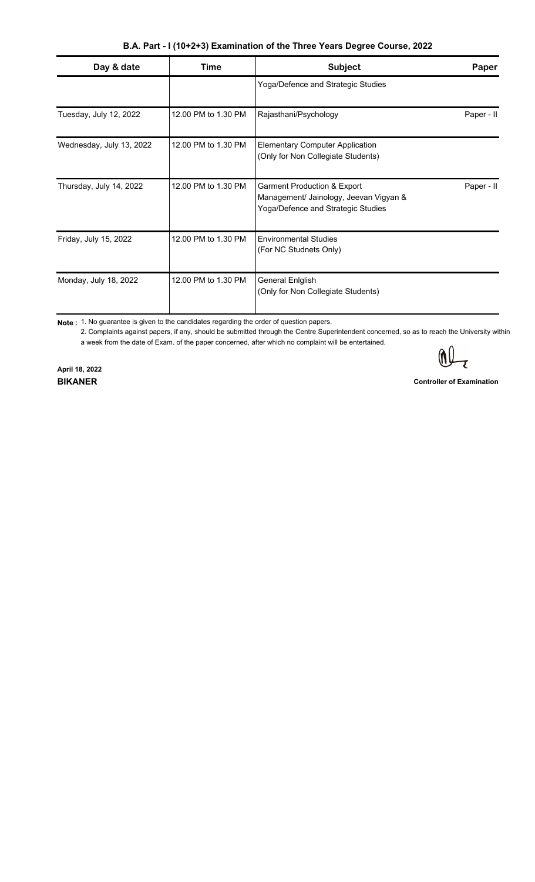**B.A. Part - I (10+2+3) Examination of the Three Years Degree Course, 2022**

| Day & date | Time | Subject | Paper |
|---|---|---|---|
| | | Yoga/Defence and Strategic Studies | |
| Tuesday, July 12, 2022 | 12.00 PM to 1.30 PM | Rajasthani/Psychology | Paper - II |
| Wednesday, July 13, 2022 | 12.00 PM to 1.30 PM | Elementary Computer Application (Only for Non Collegiate Students) | |
| Thursday, July 14, 2022 | 12.00 PM to 1.30 PM | Garment Production & Export Management/ Jainology, Jeevan Vigyan & Yoga/Defence and Strategic Studies | Paper - II |
| Friday, July 15, 2022 | 12.00 PM to 1.30 PM | Environmental Studies (For NC Studnets Only) | |
| Monday, July 18, 2022 | 12.00 PM to 1.30 PM | General Enlglish (Only for Non Collegiate Students) | |

**Note :** 1. No guarantee is given to the candidates regarding the order of question papers.

2. Complaints against papers, if any, should be submitted through the Centre Superintendent concerned, so as to reach the University within a week from the date of Exam. of the paper concerned, after which no complaint will be entertained.

**April 18, 2022**

**BIKANER**

**Controller of Examination**